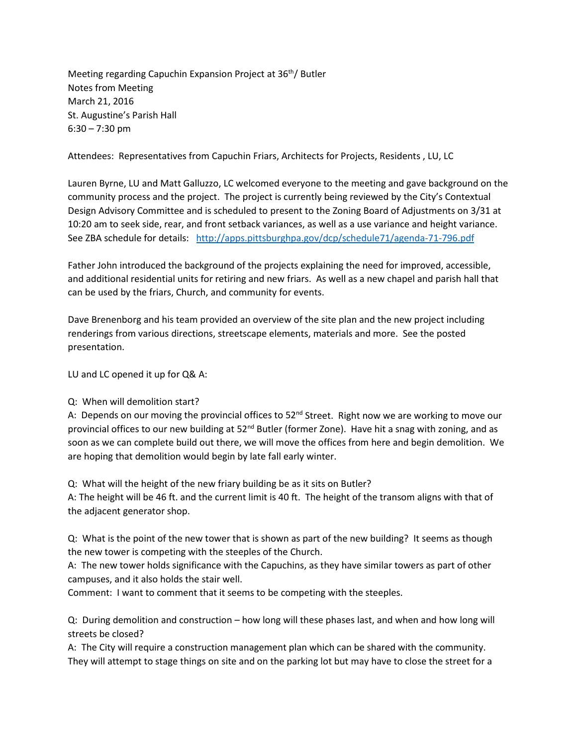Meeting regarding Capuchin Expansion Project at 36th/ Butler
Notes from Meeting
March 21, 2016
St. Augustine's Parish Hall
6:30 – 7:30 pm

Attendees: Representatives from Capuchin Friars, Architects for Projects, Residents , LU, LC

Lauren Byrne, LU and Matt Galluzzo, LC welcomed everyone to the meeting and gave background on the community process and the project. The project is currently being reviewed by the City's Contextual Design Advisory Committee and is scheduled to present to the Zoning Board of Adjustments on 3/31 at 10:20 am to seek side, rear, and front setback variances, as well as a use variance and height variance. See ZBA schedule for details: [http://apps.pittsburghpa.gov/dcp/schedule71/agenda-71-796.pdf](http://apps.pittsburghpa.gov/dcp/schedule71/agenda-71-796.pdf)

Father John introduced the background of the projects explaining the need for improved, accessible, and additional residential units for retiring and new friars. As well as a new chapel and parish hall that can be used by the friars, Church, and community for events.

Dave Brenenborg and his team provided an overview of the site plan and the new project including renderings from various directions, streetscape elements, materials and more. See the posted presentation.

LU and LC opened it up for Q& A:

Q: When will demolition start?
A: Depends on our moving the provincial offices to 52nd Street. Right now we are working to move our provincial offices to our new building at 52nd Butler (former Zone). Have hit a snag with zoning, and as soon as we can complete build out there, we will move the offices from here and begin demolition. We are hoping that demolition would begin by late fall early winter.

Q: What will the height of the new friary building be as it sits on Butler?
A: The height will be 46 ft. and the current limit is 40 ft. The height of the transom aligns with that of the adjacent generator shop.

Q: What is the point of the new tower that is shown as part of the new building? It seems as though the new tower is competing with the steeples of the Church.
A: The new tower holds significance with the Capuchins, as they have similar towers as part of other campuses, and it also holds the stair well.
Comment: I want to comment that it seems to be competing with the steeples.

Q: During demolition and construction – how long will these phases last, and when and how long will streets be closed?
A: The City will require a construction management plan which can be shared with the community. They will attempt to stage things on site and on the parking lot but may have to close the street for a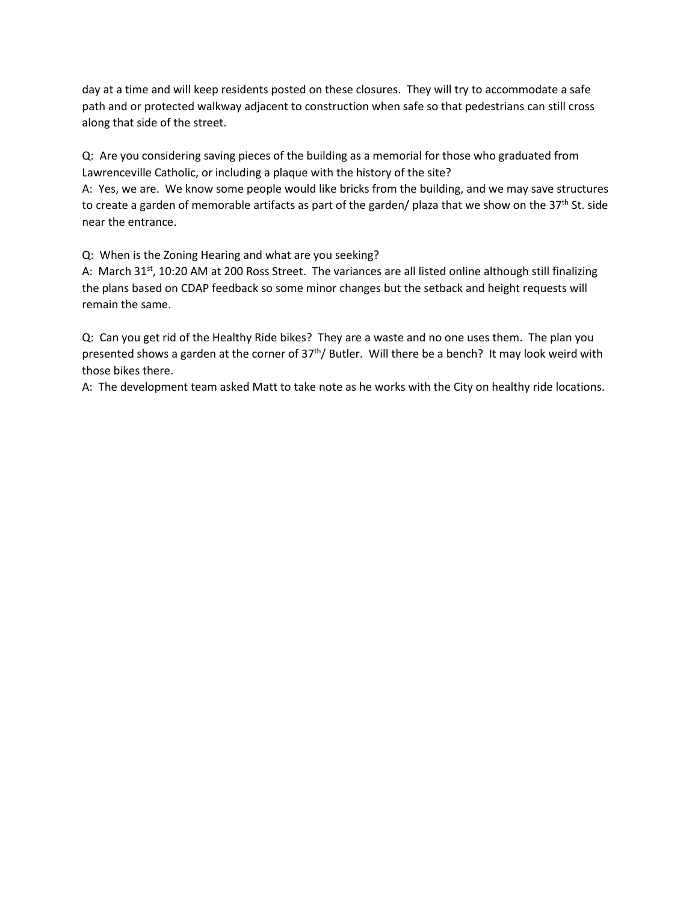day at a time and will keep residents posted on these closures. They will try to accommodate a safe path and or protected walkway adjacent to construction when safe so that pedestrians can still cross along that side of the street.

Q: Are you considering saving pieces of the building as a memorial for those who graduated from Lawrenceville Catholic, or including a plaque with the history of the site?
A: Yes, we are. We know some people would like bricks from the building, and we may save structures to create a garden of memorable artifacts as part of the garden/ plaza that we show on the 37th St. side near the entrance.

Q: When is the Zoning Hearing and what are you seeking?
A: March 31st, 10:20 AM at 200 Ross Street. The variances are all listed online although still finalizing the plans based on CDAP feedback so some minor changes but the setback and height requests will remain the same.

Q: Can you get rid of the Healthy Ride bikes? They are a waste and no one uses them. The plan you presented shows a garden at the corner of 37th/ Butler. Will there be a bench? It may look weird with those bikes there.
A: The development team asked Matt to take note as he works with the City on healthy ride locations.